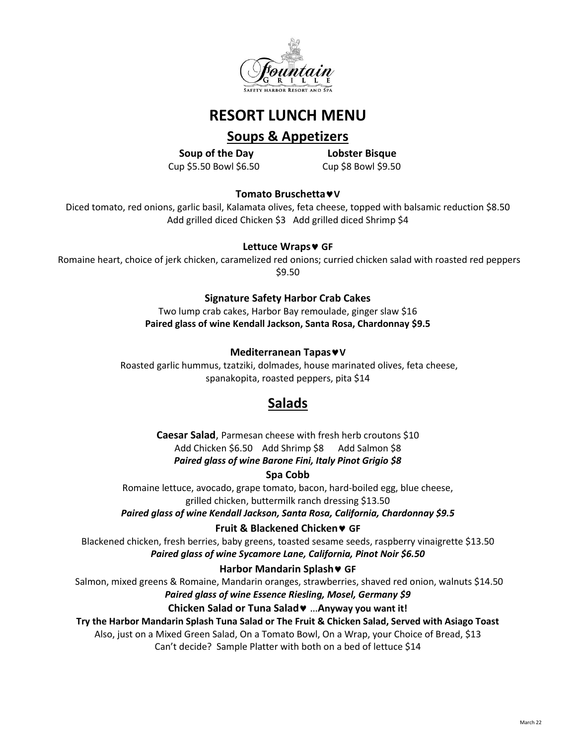Fountain Grille

Safety Harbor Resort and Spa

# RESORT LUNCH MENU

## Soups & Appetizers

**Soup of the Day**
Cup $5.50 Bowl $6.50

**Lobster Bisque**
Cup $8 Bowl $9.50

### Tomato Bruschetta♥V

Diced tomato, red onions, garlic basil, Kalamata olives, feta cheese, topped with balsamic reduction $8.50
Add grilled diced Chicken $3 Add grilled diced Shrimp $4

### Lettuce Wraps♥ GF

Romaine heart, choice of jerk chicken, caramelized red onions; curried chicken salad with roasted red peppers $9.50

### Signature Safety Harbor Crab Cakes

Two lump crab cakes, Harbor Bay remoulade, ginger slaw $16
**Paired glass of wine Kendall Jackson, Santa Rosa, Chardonnay $9.5**

### Mediterranean Tapas♥V

Roasted garlic hummus, tzatziki, dolmades, house marinated olives, feta cheese, spanakopita, roasted peppers, pita $14

## Salads

**Caesar Salad**, Parmesan cheese with fresh herb croutons $10
Add Chicken $6.50 Add Shrimp $8 Add Salmon $8
***Paired glass of wine Barone Fini, Italy Pinot Grigio $8***

### Spa Cobb

Romaine lettuce, avocado, grape tomato, bacon, hard-boiled egg, blue cheese, grilled chicken, buttermilk ranch dressing $13.50
***Paired glass of wine Kendall Jackson, Santa Rosa, California, Chardonnay $9.5***

### Fruit & Blackened Chicken♥ GF

Blackened chicken, fresh berries, baby greens, toasted sesame seeds, raspberry vinaigrette $13.50
***Paired glass of wine Sycamore Lane, California, Pinot Noir $6.50***

### Harbor Mandarin Splash♥ GF

Salmon, mixed greens & Romaine, Mandarin oranges, strawberries, shaved red onion, walnuts $14.50
***Paired glass of wine Essence Riesling, Mosel, Germany $9***

### Chicken Salad or Tuna Salad♥ …Anyway you want it!

**Try the Harbor Mandarin Splash Tuna Salad or The Fruit & Chicken Salad, Served with Asiago Toast**
Also, just on a Mixed Green Salad, On a Tomato Bowl, On a Wrap, your Choice of Bread, $13
Can't decide? Sample Platter with both on a bed of lettuce $14

March 22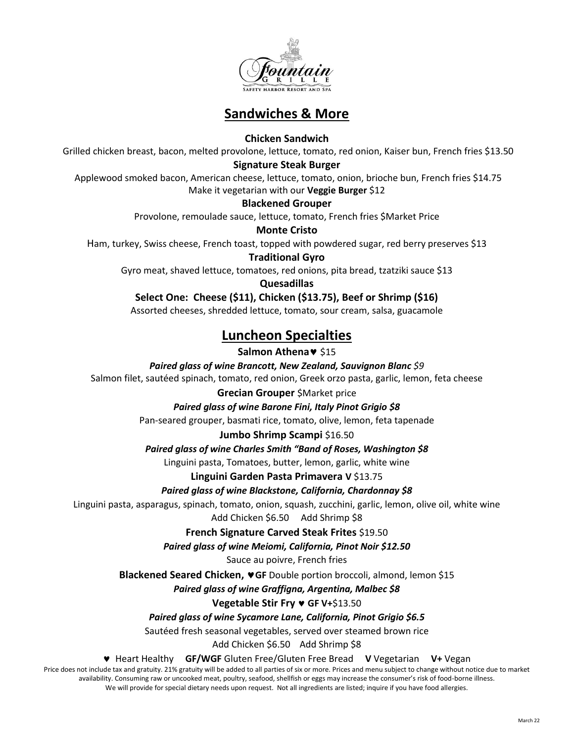Fountain Grille
Safety Harbor Resort and Spa

## Sandwiches & More

**Chicken Sandwich**

Grilled chicken breast, bacon, melted provolone, lettuce, tomato, red onion, Kaiser bun, French fries $13.50

**Signature Steak Burger**

Applewood smoked bacon, American cheese, lettuce, tomato, onion, brioche bun, French fries $14.75

Make it vegetarian with our **Veggie Burger** $12

**Blackened Grouper**

Provolone, remoulade sauce, lettuce, tomato, French fries $Market Price

**Monte Cristo**

Ham, turkey, Swiss cheese, French toast, topped with powdered sugar, red berry preserves $13

**Traditional Gyro**

Gyro meat, shaved lettuce, tomatoes, red onions, pita bread, tzatziki sauce $13

**Quesadillas**

**Select One: Cheese ($11), Chicken ($13.75), Beef or Shrimp ($16)**

Assorted cheeses, shredded lettuce, tomato, sour cream, salsa, guacamole

## Luncheon Specialties

**Salmon Athena♥** $15

***Paired glass of wine Brancott, New Zealand, Sauvignon Blanc** $9*

Salmon filet, sautéed spinach, tomato, red onion, Greek orzo pasta, garlic, lemon, feta cheese

**Grecian Grouper** $Market price

***Paired glass of wine Barone Fini, Italy Pinot Grigio $8***

Pan-seared grouper, basmati rice, tomato, olive, lemon, feta tapenade

**Jumbo Shrimp Scampi** $16.50

***Paired glass of wine Charles Smith "Band of Roses, Washington $8***

Linguini pasta, Tomatoes, butter, lemon, garlic, white wine

**Linguini Garden Pasta Primavera V** $13.75

***Paired glass of wine Blackstone, California, Chardonnay $8***

Linguini pasta, asparagus, spinach, tomato, onion, squash, zucchini, garlic, lemon, olive oil, white wine

Add Chicken $6.50 Add Shrimp $8

**French Signature Carved Steak Frites** $19.50

***Paired glass of wine Meiomi, California, Pinot Noir $12.50***

Sauce au poivre, French fries

**Blackened Seared Chicken, ♥GF** Double portion broccoli, almond, lemon $15

***Paired glass of wine Graffigna, Argentina, Malbec $8***

**Vegetable Stir Fry ♥ GF V+**$13.50

***Paired glass of wine Sycamore Lane, California, Pinot Grigio $6.5***

Sautéed fresh seasonal vegetables, served over steamed brown rice

Add Chicken $6.50 Add Shrimp $8

♥ Heart Healthy **GF/WGF** Gluten Free/Gluten Free Bread **V** Vegetarian **V+** Vegan

Price does not include tax and gratuity. 21% gratuity will be added to all parties of six or more. Prices and menu subject to change without notice due to market availability. Consuming raw or uncooked meat, poultry, seafood, shellfish or eggs may increase the consumer's risk of food-borne illness.
We will provide for special dietary needs upon request. Not all ingredients are listed; inquire if you have food allergies.

March 22